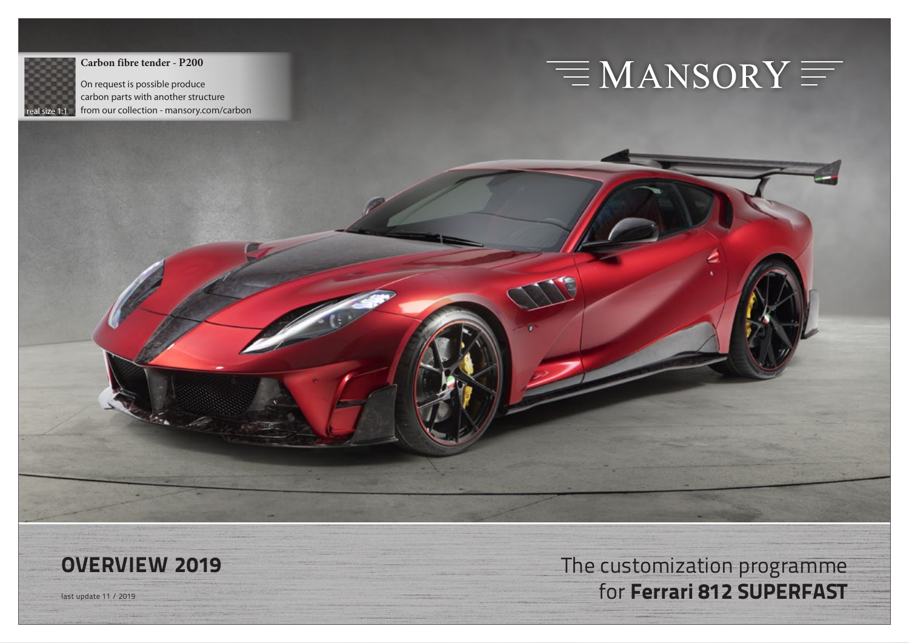**Carbon fibre tender - P200**

On request is possible produce carbon parts with another structure from our collection - mansory.com/carbon

real size 1:1

# MANSORY

## OVERVIEW 2019

last update 11 / 2019

The customization programme for **Ferrari 812 SUPERFAST**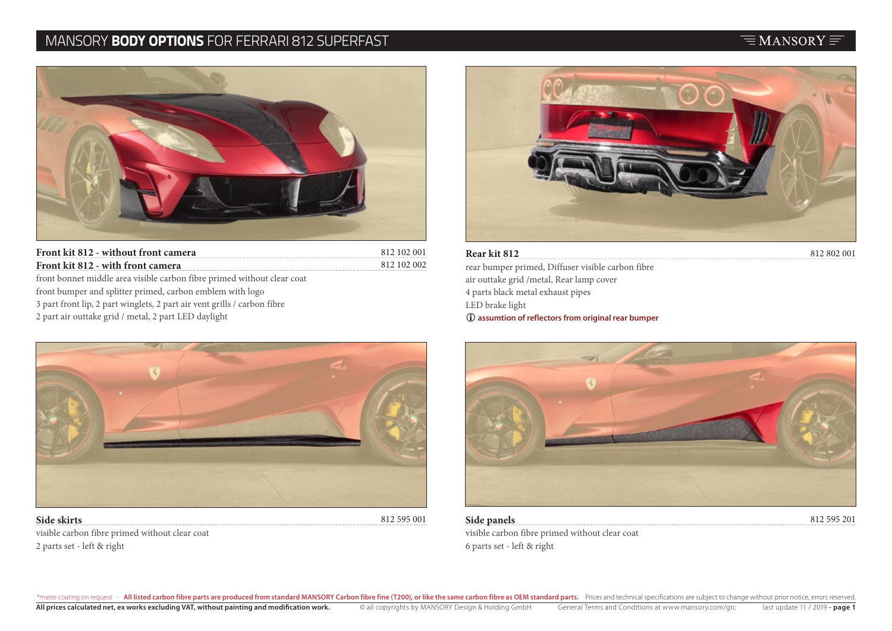# MANSORY **BODY OPTIONS** FOR FERRARI 812 SUPERFAST

**Front kit 812 - without front camera** 812 102 001
**Front kit 812 - with front camera** 812 102 002

front bonnet middle area visible carbon fibre primed without clear coat
front bumper and splitter primed, carbon emblem with logo
3 part front lip, 2 part winglets, 2 part air vent grills / carbon fibre
2 part air outtake grid / metal, 2 part LED daylight

**Rear kit 812** 812 802 001

rear bumper primed, Diffuser visible carbon fibre
air outtake grid /metal, Rear lamp cover
4 parts black metal exhaust pipes
LED brake light
ⓘ **assumtion of reflectors from original rear bumper**

**Side skirts** 812 595 001

visible carbon fibre primed without clear coat
2 parts set - left & right

**Side panels** 812 595 201

visible carbon fibre primed without clear coat
6 parts set - left & right

*matte coating on request - **All listed carbon fibre parts are produced from standard MANSORY Carbon fibre fine (T200), or like the same carbon fibre as OEM standard parts.** Prices and technical specifications are subject to change without prior notice, errors reserved.

**All prices calculated net, ex works excluding VAT, without painting and modification work.** © all copyrights by MANSORY Design & Holding GmbH General Terms and Conditions at www.mansory.com/gtc last update 11 / 2019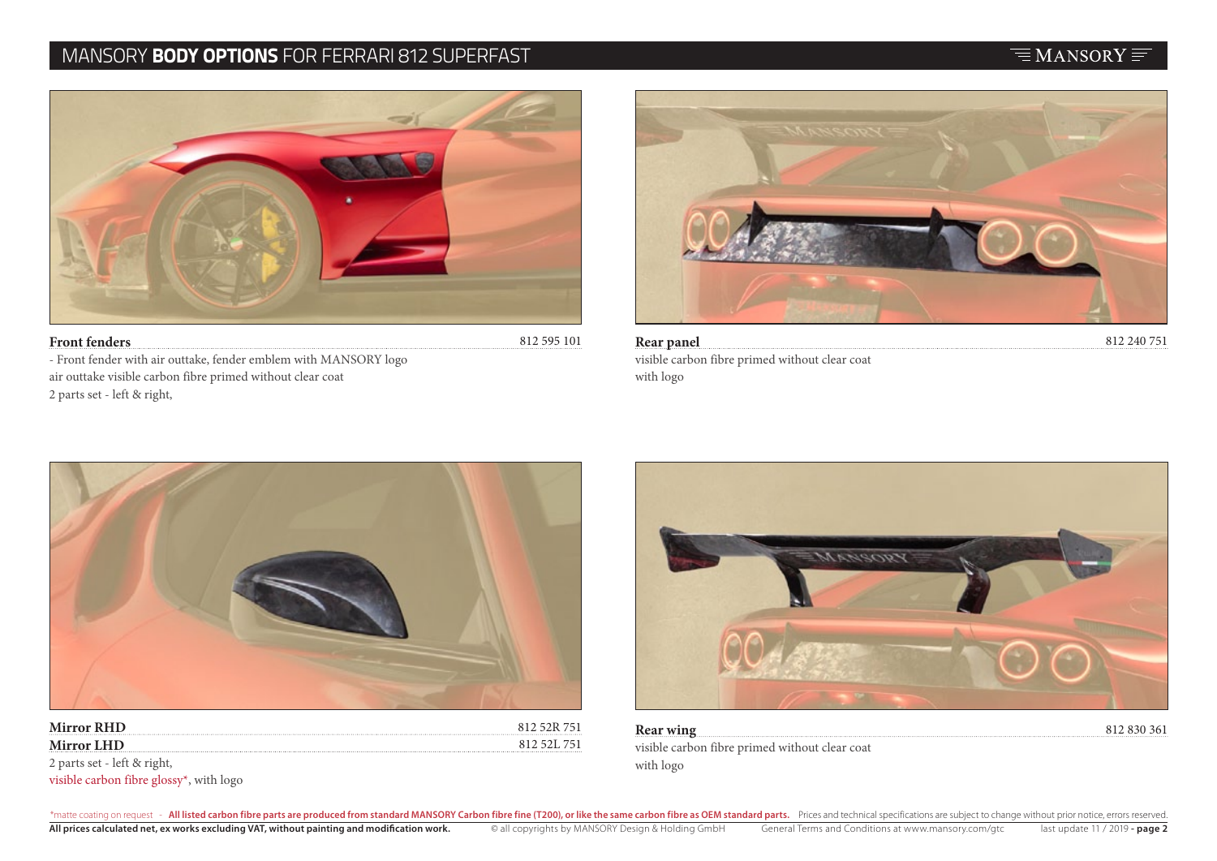# MANSORY **BODY OPTIONS** FOR FERRARI 812 SUPERFAST

**Front fenders** 812 595 101

- Front fender with air outtake, fender emblem with MANSORY logo
air outtake visible carbon fibre primed without clear coat
2 parts set - left & right,

**Rear panel** 812 240 751

visible carbon fibre primed without clear coat
with logo

**Mirror RHD** 812 52R 751

**Mirror LHD** 812 52L 751

2 parts set - left & right,
visible carbon fibre glossy*, with logo

**Rear wing** 812 830 361

visible carbon fibre primed without clear coat
with logo

*matte coating on request - **All listed carbon fibre parts are produced from standard MANSORY Carbon fibre fine (T200), or like the same carbon fibre as OEM standard parts.** Prices and technical specifications are subject to change without prior notice, errors reserved.

**All prices calculated net, ex works excluding VAT, without painting and modification work.** © all copyrights by MANSORY Design & Holding GmbH General Terms and Conditions at www.mansory.com/gtc last update 11 / 2019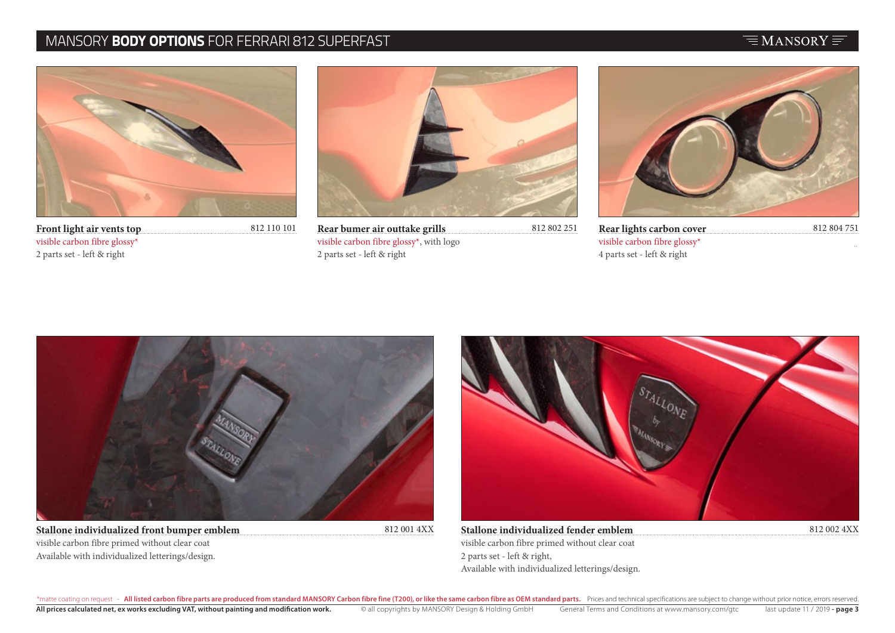# MANSORY **BODY OPTIONS** FOR FERRARI 812 SUPERFAST

**Front light air vents top** 812 110 101
visible carbon fibre glossy*
2 parts set - left & right

**Rear bumer air outtake grills** 812 802 251
visible carbon fibre glossy*, with logo
2 parts set - left & right

**Rear lights carbon cover** 812 804 751
visible carbon fibre glossy*
4 parts set - left & right

**Stallone individualized front bumper emblem** 812 001 4XX
visible carbon fibre primed without clear coat
Available with individualized letterings/design.

**Stallone individualized fender emblem** 812 002 4XX
visible carbon fibre primed without clear coat
2 parts set - left & right,
Available with individualized letterings/design.

*matte coating on request - **All listed carbon fibre parts are produced from standard MANSORY Carbon fibre fine (T200), or like the same carbon fibre as OEM standard parts.** Prices and technical specifications are subject to change without prior notice, errors reserved.

**All prices calculated net, ex works excluding VAT, without painting and modification work.** © all copyrights by MANSORY Design & Holding GmbH General Terms and Conditions at www.mansory.com/gtc last update 11 / 2019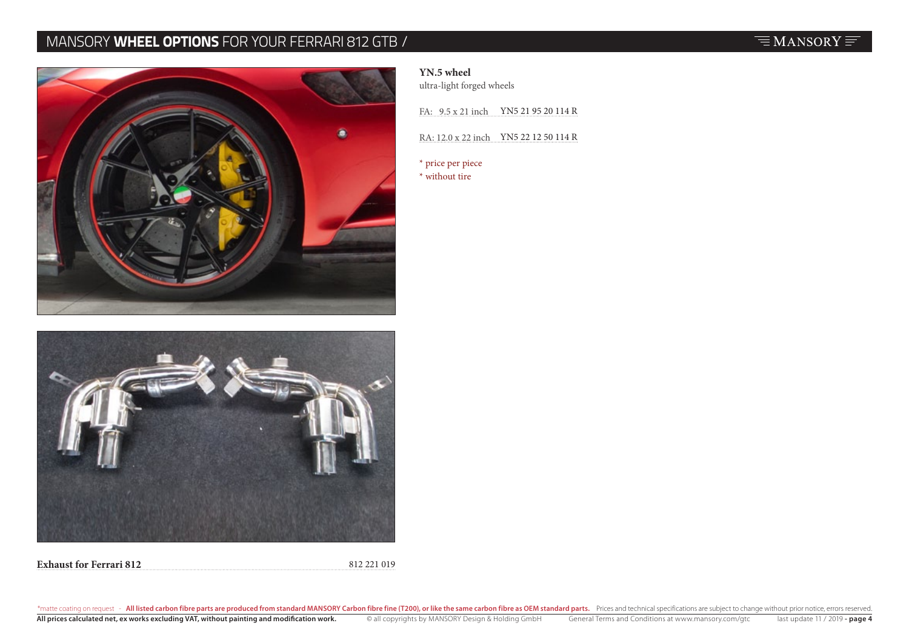# MANSORY **WHEEL OPTIONS** FOR YOUR FERRARI 812 GTB /

**YN.5 wheel**
ultra-light forged wheels

FA: 9.5 x 21 inch YN5 21 95 20 114 R

RA: 12.0 x 22 inch YN5 22 12 50 114 R

* price per piece
* without tire

**Exhaust for Ferrari 812** 812 221 019

*matte coating on request - **All listed carbon fibre parts are produced from standard MANSORY Carbon fibre fine (T200), or like the same carbon fibre as OEM standard parts.** Prices and technical specifications are subject to change without prior notice, errors reserved.

**All prices calculated net, ex works excluding VAT, without painting and modification work.** © all copyrights by MANSORY Design & Holding GmbH General Terms and Conditions at www.mansory.com/gtc last update 11 / 2019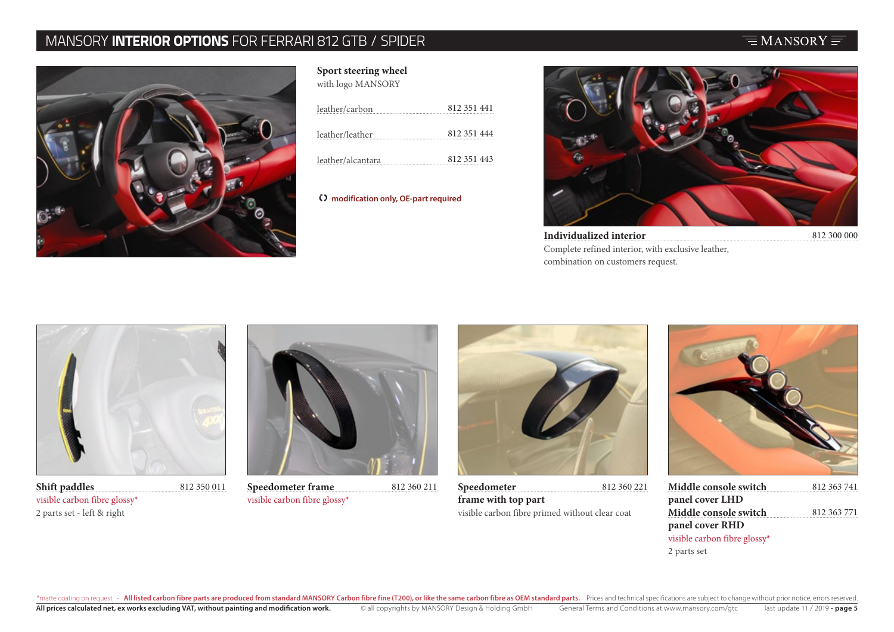# MANSORY **INTERIOR OPTIONS** FOR FERRARI 812 GTB / SPIDER

**Sport steering wheel**
with logo MANSORY

| | |
|---|---|
| leather/carbon | 812 351 441 |
| leather/leather | 812 351 444 |
| leather/alcantara | 812 351 443 |

**modification only, OE-part required**

**Individualized interior** — 812 300 000
Complete refined interior, with exclusive leather, combination on customers request.

**Shift paddles** — 812 350 011
visible carbon fibre glossy*
2 parts set - left & right

**Speedometer frame** — 812 360 211
visible carbon fibre glossy*

**Speedometer frame with top part** — 812 360 221
visible carbon fibre primed without clear coat

**Middle console switch panel cover LHD** — 812 363 741
**Middle console switch panel cover RHD** — 812 363 771
visible carbon fibre glossy*
2 parts set

*matte coating on request - **All listed carbon fibre parts are produced from standard MANSORY Carbon fibre fine (T200), or like the same carbon fibre as OEM standard parts.** Prices and technical specifications are subject to change without prior notice, errors reserved.
**All prices calculated net, ex works excluding VAT, without painting and modification work.** © all copyrights by MANSORY Design & Holding GmbH General Terms and Conditions at www.mansory.com/gtc last update 11 / 2019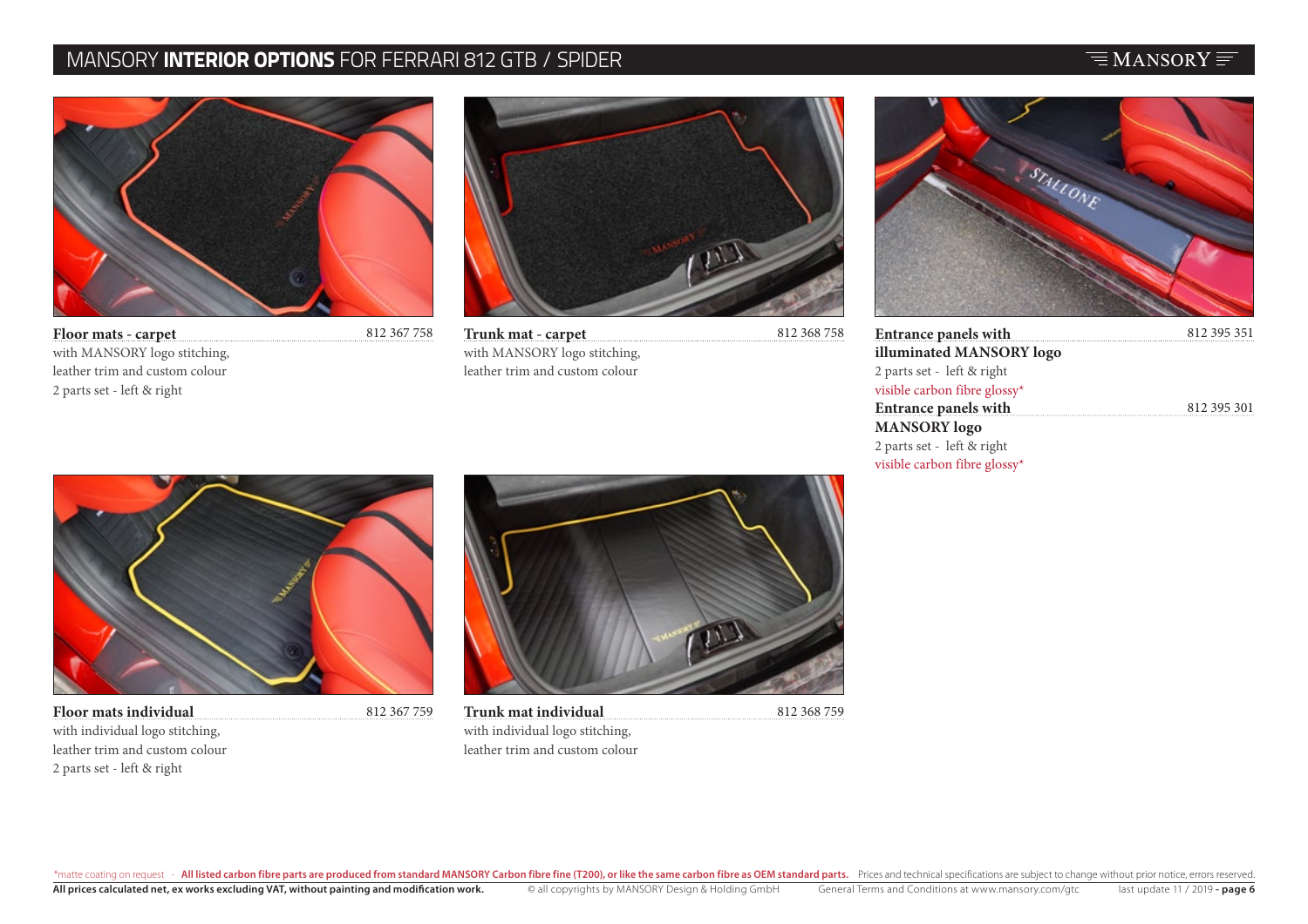# MANSORY **INTERIOR OPTIONS** FOR FERRARI 812 GTB / SPIDER

**Floor mats - carpet** 812 367 758
with MANSORY logo stitching,
leather trim and custom colour
2 parts set - left & right

**Trunk mat - carpet** 812 368 758
with MANSORY logo stitching,
leather trim and custom colour

**Entrance panels with illuminated MANSORY logo** 812 395 351
2 parts set - left & right
visible carbon fibre glossy*

**Entrance panels with MANSORY logo** 812 395 301
2 parts set - left & right
visible carbon fibre glossy*

**Floor mats individual** 812 367 759
with individual logo stitching,
leather trim and custom colour
2 parts set - left & right

**Trunk mat individual** 812 368 759
with individual logo stitching,
leather trim and custom colour

*matte coating on request - **All listed carbon fibre parts are produced from standard MANSORY Carbon fibre fine (T200), or like the same carbon fibre as OEM standard parts.** Prices and technical specifications are subject to change without prior notice, errors reserved.

**All prices calculated net, ex works excluding VAT, without painting and modification work.** © all copyrights by MANSORY Design & Holding GmbH General Terms and Conditions at www.mansory.com/gtc last update 11 / 2019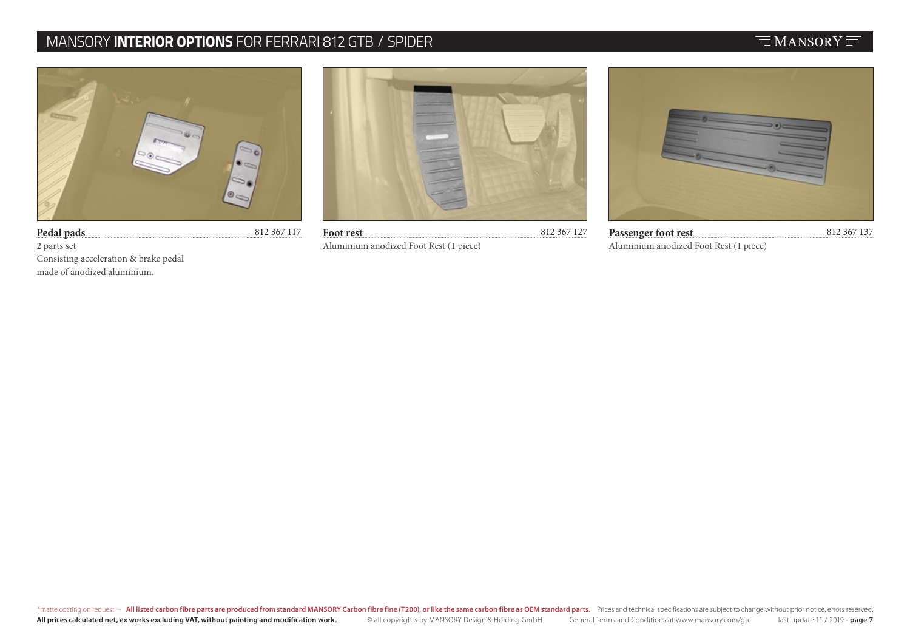# MANSORY **INTERIOR OPTIONS** FOR FERRARI 812 GTB / SPIDER

**Pedal pads** 812 367 117

2 parts set

Consisting acceleration & brake pedal made of anodized aluminium.

**Foot rest** 812 367 127

Aluminium anodized Foot Rest (1 piece)

**Passenger foot rest** 812 367 137

Aluminium anodized Foot Rest (1 piece)

*matte coating on request - **All listed carbon fibre parts are produced from standard MANSORY Carbon fibre fine (T200), or like the same carbon fibre as OEM standard parts.** Prices and technical specifications are subject to change without prior notice, errors reserved.

**All prices calculated net, ex works excluding VAT, without painting and modification work.** © all copyrights by MANSORY Design & Holding GmbH General Terms and Conditions at www.mansory.com/gtc last update 11 / 2019